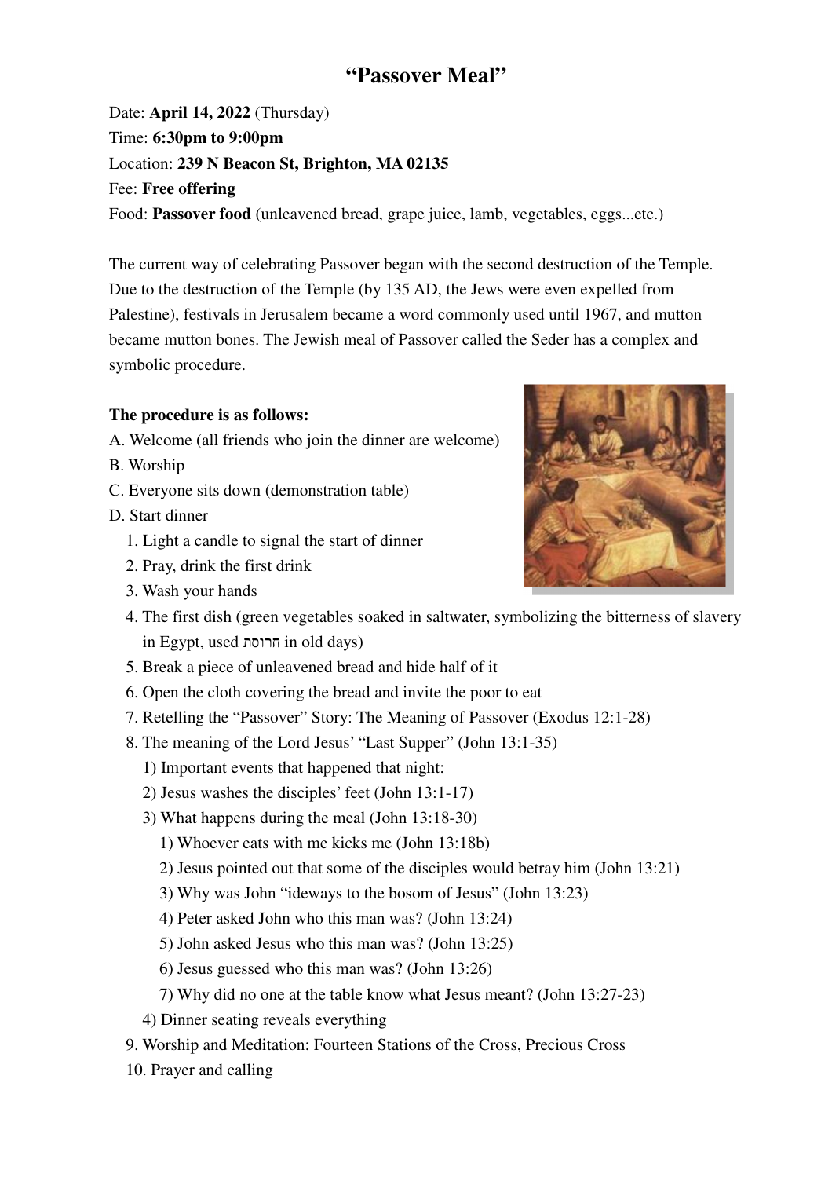# "Passover Meal"

Date: **April 14, 2022** (Thursday)
Time: **6:30pm to 9:00pm**
Location: **239 N Beacon St, Brighton, MA 02135**
Fee: **Free offering**
Food: **Passover food** (unleavened bread, grape juice, lamb, vegetables, eggs...etc.)

The current way of celebrating Passover began with the second destruction of the Temple. Due to the destruction of the Temple (by 135 AD, the Jews were even expelled from Palestine), festivals in Jerusalem became a word commonly used until 1967, and mutton became mutton bones. The Jewish meal of Passover called the Seder has a complex and symbolic procedure.

**The procedure is as follows:**

A. Welcome (all friends who join the dinner are welcome)
B. Worship
C. Everyone sits down (demonstration table)
D. Start dinner

1. Light a candle to signal the start of dinner
2. Pray, drink the first drink
3. Wash your hands
4. The first dish (green vegetables soaked in saltwater, symbolizing the bitterness of slavery in Egypt, used חרוסת in old days)
5. Break a piece of unleavened bread and hide half of it
6. Open the cloth covering the bread and invite the poor to eat
7. Retelling the "Passover" Story: The Meaning of Passover (Exodus 12:1-28)
8. The meaning of the Lord Jesus' "Last Supper" (John 13:1-35)
   1) Important events that happened that night:
   2) Jesus washes the disciples' feet (John 13:1-17)
   3) What happens during the meal (John 13:18-30)
      1) Whoever eats with me kicks me (John 13:18b)
      2) Jesus pointed out that some of the disciples would betray him (John 13:21)
      3) Why was John "ideways to the bosom of Jesus" (John 13:23)
      4) Peter asked John who this man was? (John 13:24)
      5) John asked Jesus who this man was? (John 13:25)
      6) Jesus guessed who this man was? (John 13:26)
      7) Why did no one at the table know what Jesus meant? (John 13:27-23)
   4) Dinner seating reveals everything
9. Worship and Meditation: Fourteen Stations of the Cross, Precious Cross
10. Prayer and calling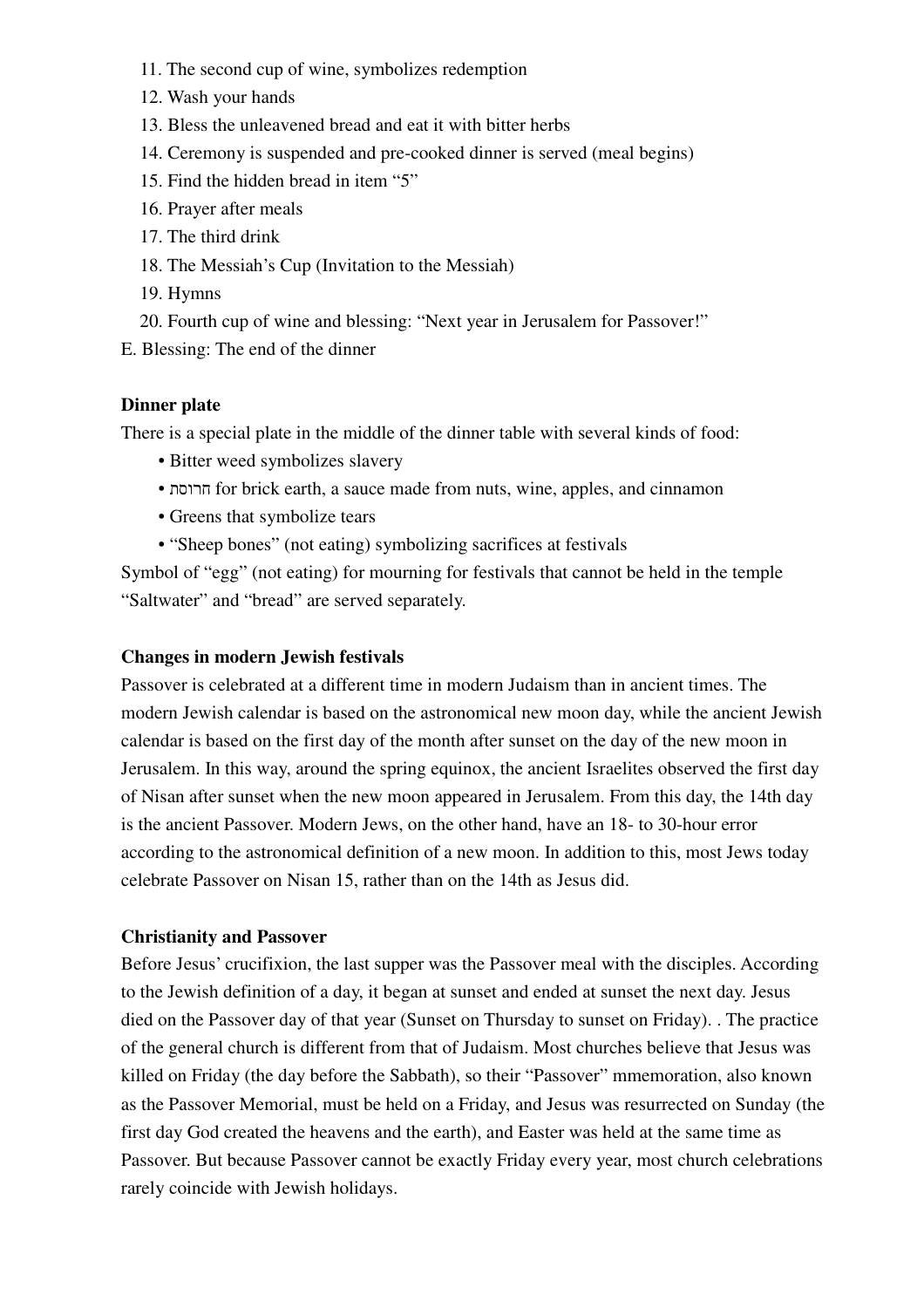11. The second cup of wine, symbolizes redemption
12. Wash your hands
13. Bless the unleavened bread and eat it with bitter herbs
14. Ceremony is suspended and pre-cooked dinner is served (meal begins)
15. Find the hidden bread in item "5"
16. Prayer after meals
17. The third drink
18. The Messiah's Cup (Invitation to the Messiah)
19. Hymns
20. Fourth cup of wine and blessing: "Next year in Jerusalem for Passover!"

E. Blessing: The end of the dinner

**Dinner plate**

There is a special plate in the middle of the dinner table with several kinds of food:

- Bitter weed symbolizes slavery
- חרוסת for brick earth, a sauce made from nuts, wine, apples, and cinnamon
- Greens that symbolize tears
- "Sheep bones" (not eating) symbolizing sacrifices at festivals

Symbol of "egg" (not eating) for mourning for festivals that cannot be held in the temple
"Saltwater" and "bread" are served separately.

**Changes in modern Jewish festivals**

Passover is celebrated at a different time in modern Judaism than in ancient times. The modern Jewish calendar is based on the astronomical new moon day, while the ancient Jewish calendar is based on the first day of the month after sunset on the day of the new moon in Jerusalem. In this way, around the spring equinox, the ancient Israelites observed the first day of Nisan after sunset when the new moon appeared in Jerusalem. From this day, the 14th day is the ancient Passover. Modern Jews, on the other hand, have an 18- to 30-hour error according to the astronomical definition of a new moon. In addition to this, most Jews today celebrate Passover on Nisan 15, rather than on the 14th as Jesus did.

**Christianity and Passover**

Before Jesus' crucifixion, the last supper was the Passover meal with the disciples. According to the Jewish definition of a day, it began at sunset and ended at sunset the next day. Jesus died on the Passover day of that year (Sunset on Thursday to sunset on Friday). . The practice of the general church is different from that of Judaism. Most churches believe that Jesus was killed on Friday (the day before the Sabbath), so their "Passover" mmemoration, also known as the Passover Memorial, must be held on a Friday, and Jesus was resurrected on Sunday (the first day God created the heavens and the earth), and Easter was held at the same time as Passover. But because Passover cannot be exactly Friday every year, most church celebrations rarely coincide with Jewish holidays.